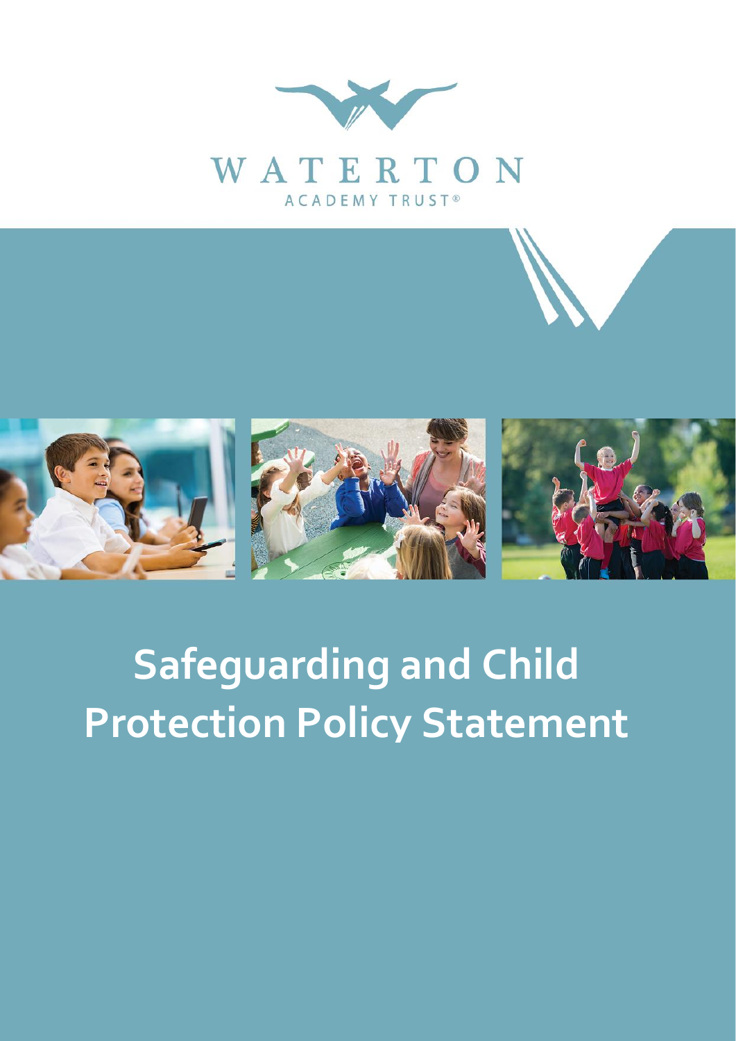WATERTON

ACADEMY TRUST®

# Safeguarding and Child Protection Policy Statement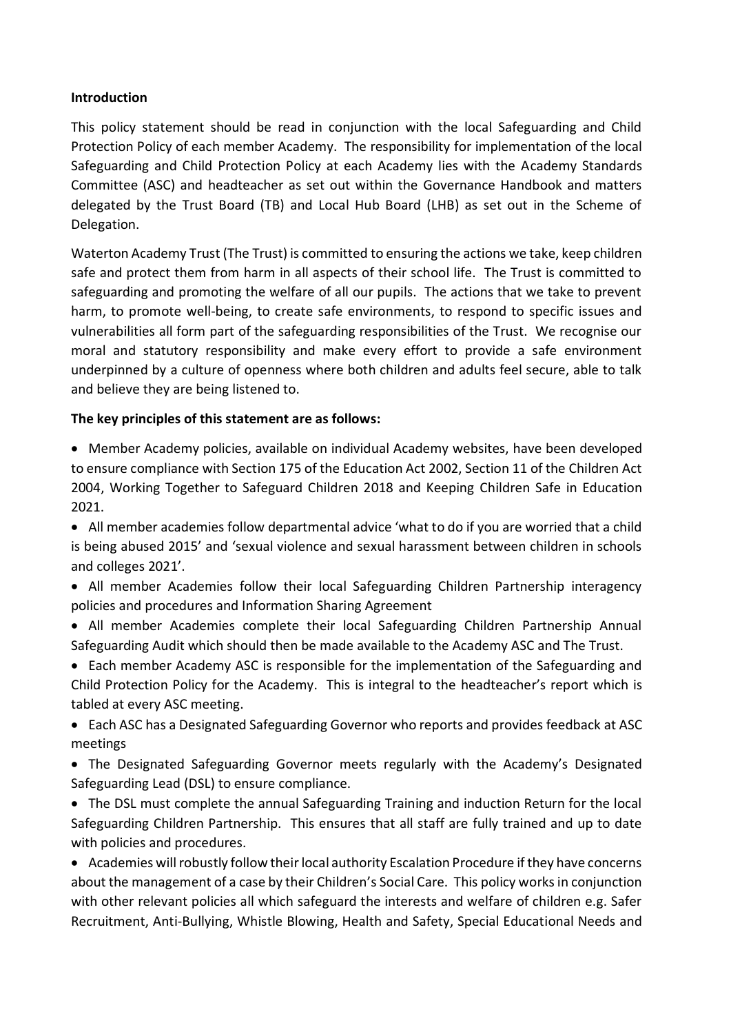**Introduction**

This policy statement should be read in conjunction with the local Safeguarding and Child Protection Policy of each member Academy. The responsibility for implementation of the local Safeguarding and Child Protection Policy at each Academy lies with the Academy Standards Committee (ASC) and headteacher as set out within the Governance Handbook and matters delegated by the Trust Board (TB) and Local Hub Board (LHB) as set out in the Scheme of Delegation.

Waterton Academy Trust (The Trust) is committed to ensuring the actions we take, keep children safe and protect them from harm in all aspects of their school life. The Trust is committed to safeguarding and promoting the welfare of all our pupils. The actions that we take to prevent harm, to promote well-being, to create safe environments, to respond to specific issues and vulnerabilities all form part of the safeguarding responsibilities of the Trust. We recognise our moral and statutory responsibility and make every effort to provide a safe environment underpinned by a culture of openness where both children and adults feel secure, able to talk and believe they are being listened to.

**The key principles of this statement are as follows:**

- Member Academy policies, available on individual Academy websites, have been developed to ensure compliance with Section 175 of the Education Act 2002, Section 11 of the Children Act 2004, Working Together to Safeguard Children 2018 and Keeping Children Safe in Education 2021.
- All member academies follow departmental advice 'what to do if you are worried that a child is being abused 2015' and 'sexual violence and sexual harassment between children in schools and colleges 2021'.
- All member Academies follow their local Safeguarding Children Partnership interagency policies and procedures and Information Sharing Agreement
- All member Academies complete their local Safeguarding Children Partnership Annual Safeguarding Audit which should then be made available to the Academy ASC and The Trust.
- Each member Academy ASC is responsible for the implementation of the Safeguarding and Child Protection Policy for the Academy. This is integral to the headteacher's report which is tabled at every ASC meeting.
- Each ASC has a Designated Safeguarding Governor who reports and provides feedback at ASC meetings
- The Designated Safeguarding Governor meets regularly with the Academy's Designated Safeguarding Lead (DSL) to ensure compliance.
- The DSL must complete the annual Safeguarding Training and induction Return for the local Safeguarding Children Partnership. This ensures that all staff are fully trained and up to date with policies and procedures.
- Academies will robustly follow their local authority Escalation Procedure if they have concerns about the management of a case by their Children's Social Care. This policy works in conjunction with other relevant policies all which safeguard the interests and welfare of children e.g. Safer Recruitment, Anti-Bullying, Whistle Blowing, Health and Safety, Special Educational Needs and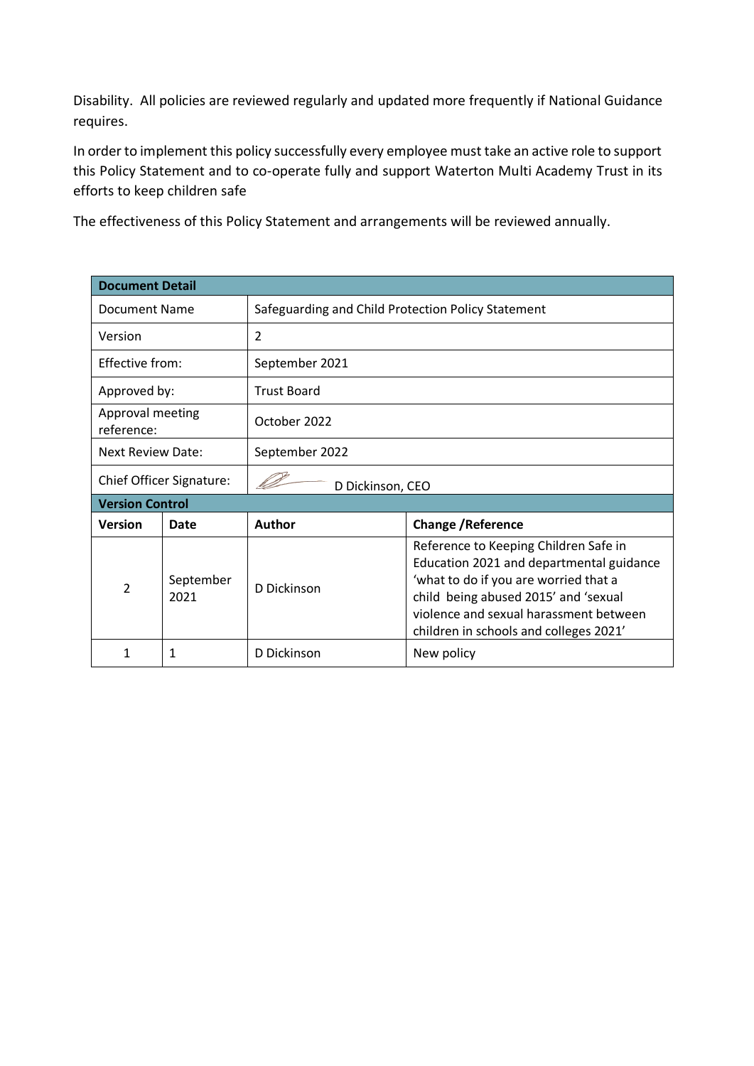Disability. All policies are reviewed regularly and updated more frequently if National Guidance requires.

In order to implement this policy successfully every employee must take an active role to support this Policy Statement and to co-operate fully and support Waterton Multi Academy Trust in its efforts to keep children safe

The effectiveness of this Policy Statement and arrangements will be reviewed annually.

| **Document Detail** | | | |
|---|---|---|---|
| Document Name | Safeguarding and Child Protection Policy Statement | | |
| Version | 2 | | |
| Effective from: | September 2021 | | |
| Approved by: | Trust Board | | |
| Approval meeting reference: | October 2022 | | |
| Next Review Date: | September 2022 | | |
| Chief Officer Signature: | D Dickinson, CEO | | |
| **Version Control** | | | |
| **Version** | **Date** | **Author** | **Change /Reference** |
| 2 | September 2021 | D Dickinson | Reference to Keeping Children Safe in Education 2021 and departmental guidance 'what to do if you are worried that a child being abused 2015' and 'sexual violence and sexual harassment between children in schools and colleges 2021' |
| 1 | 1 | D Dickinson | New policy |